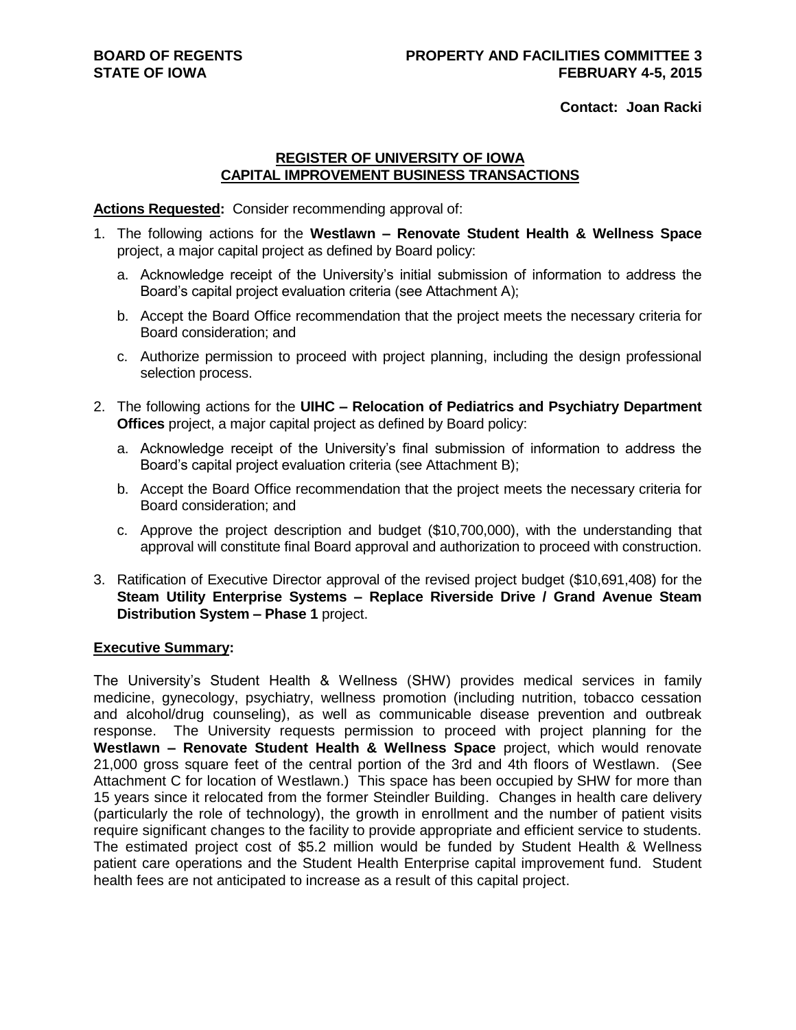**BOARD OF REGENTS**
**STATE OF IOWA**

**PROPERTY AND FACILITIES COMMITTEE 3**
**FEBRUARY 4-5, 2015**

**Contact: Joan Racki**

## REGISTER OF UNIVERSITY OF IOWA CAPITAL IMPROVEMENT BUSINESS TRANSACTIONS

**Actions Requested:** Consider recommending approval of:

1. The following actions for the **Westlawn – Renovate Student Health & Wellness Space** project, a major capital project as defined by Board policy:
   a. Acknowledge receipt of the University's initial submission of information to address the Board's capital project evaluation criteria (see Attachment A);
   b. Accept the Board Office recommendation that the project meets the necessary criteria for Board consideration; and
   c. Authorize permission to proceed with project planning, including the design professional selection process.

2. The following actions for the **UIHC – Relocation of Pediatrics and Psychiatry Department Offices** project, a major capital project as defined by Board policy:
   a. Acknowledge receipt of the University's final submission of information to address the Board's capital project evaluation criteria (see Attachment B);
   b. Accept the Board Office recommendation that the project meets the necessary criteria for Board consideration; and
   c. Approve the project description and budget ($10,700,000), with the understanding that approval will constitute final Board approval and authorization to proceed with construction.

3. Ratification of Executive Director approval of the revised project budget ($10,691,408) for the **Steam Utility Enterprise Systems – Replace Riverside Drive / Grand Avenue Steam Distribution System – Phase 1** project.

**Executive Summary:**

The University's Student Health & Wellness (SHW) provides medical services in family medicine, gynecology, psychiatry, wellness promotion (including nutrition, tobacco cessation and alcohol/drug counseling), as well as communicable disease prevention and outbreak response. The University requests permission to proceed with project planning for the **Westlawn – Renovate Student Health & Wellness Space** project, which would renovate 21,000 gross square feet of the central portion of the 3rd and 4th floors of Westlawn. (See Attachment C for location of Westlawn.) This space has been occupied by SHW for more than 15 years since it relocated from the former Steindler Building. Changes in health care delivery (particularly the role of technology), the growth in enrollment and the number of patient visits require significant changes to the facility to provide appropriate and efficient service to students. The estimated project cost of $5.2 million would be funded by Student Health & Wellness patient care operations and the Student Health Enterprise capital improvement fund. Student health fees are not anticipated to increase as a result of this capital project.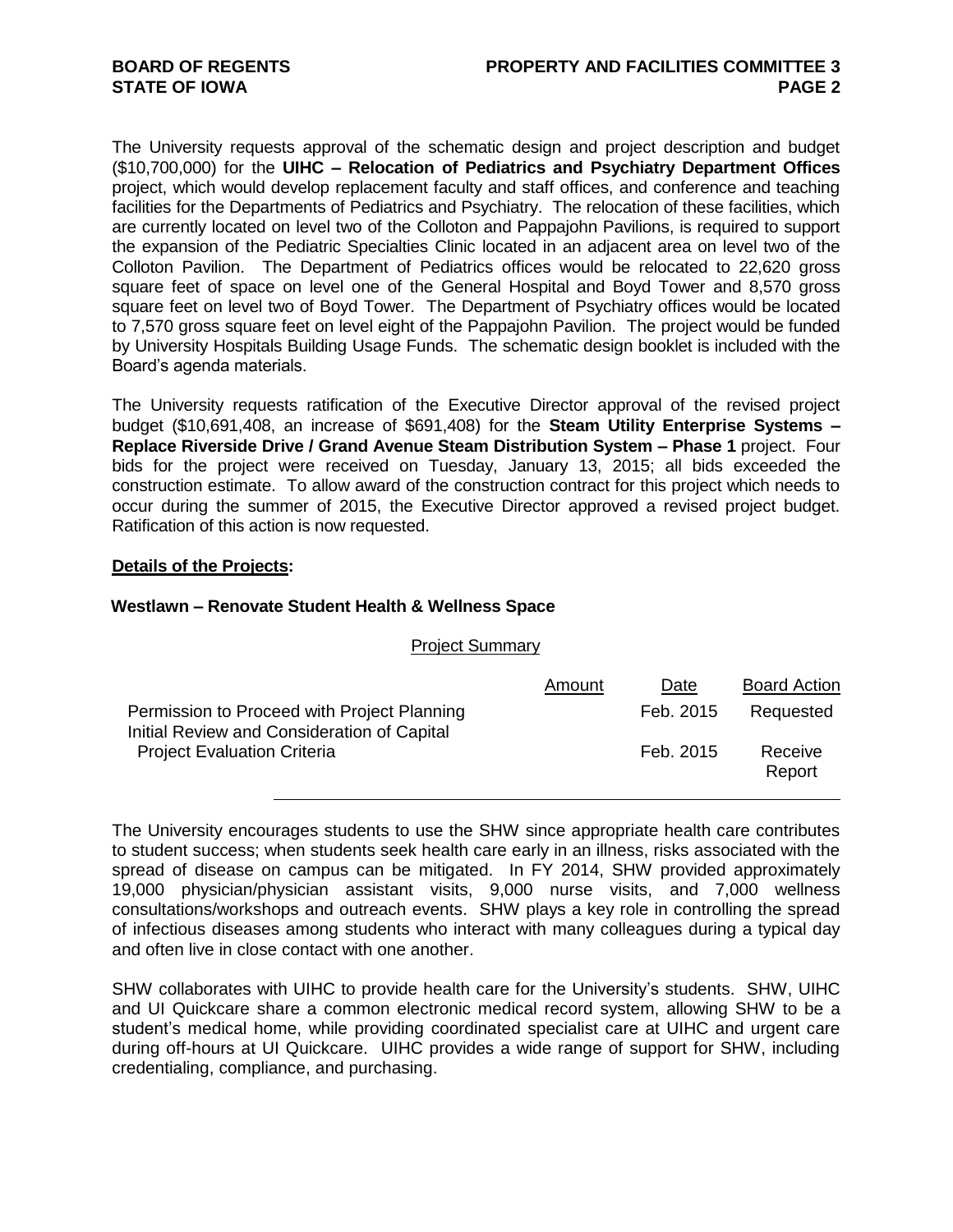The University requests approval of the schematic design and project description and budget ($10,700,000) for the **UIHC – Relocation of Pediatrics and Psychiatry Department Offices** project, which would develop replacement faculty and staff offices, and conference and teaching facilities for the Departments of Pediatrics and Psychiatry. The relocation of these facilities, which are currently located on level two of the Colloton and Pappajohn Pavilions, is required to support the expansion of the Pediatric Specialties Clinic located in an adjacent area on level two of the Colloton Pavilion. The Department of Pediatrics offices would be relocated to 22,620 gross square feet of space on level one of the General Hospital and Boyd Tower and 8,570 gross square feet on level two of Boyd Tower. The Department of Psychiatry offices would be located to 7,570 gross square feet on level eight of the Pappajohn Pavilion. The project would be funded by University Hospitals Building Usage Funds. The schematic design booklet is included with the Board's agenda materials.

The University requests ratification of the Executive Director approval of the revised project budget ($10,691,408, an increase of $691,408) for the **Steam Utility Enterprise Systems – Replace Riverside Drive / Grand Avenue Steam Distribution System – Phase 1** project. Four bids for the project were received on Tuesday, January 13, 2015; all bids exceeded the construction estimate. To allow award of the construction contract for this project which needs to occur during the summer of 2015, the Executive Director approved a revised project budget. Ratification of this action is now requested.

**Details of the Projects:**

**Westlawn – Renovate Student Health & Wellness Space**

Project Summary

| | Amount | Date | Board Action |
|---|---|---|---|
| Permission to Proceed with Project Planning | | Feb. 2015 | Requested |
| Initial Review and Consideration of Capital Project Evaluation Criteria | | Feb. 2015 | Receive Report |

The University encourages students to use the SHW since appropriate health care contributes to student success; when students seek health care early in an illness, risks associated with the spread of disease on campus can be mitigated. In FY 2014, SHW provided approximately 19,000 physician/physician assistant visits, 9,000 nurse visits, and 7,000 wellness consultations/workshops and outreach events. SHW plays a key role in controlling the spread of infectious diseases among students who interact with many colleagues during a typical day and often live in close contact with one another.

SHW collaborates with UIHC to provide health care for the University's students. SHW, UIHC and UI Quickcare share a common electronic medical record system, allowing SHW to be a student's medical home, while providing coordinated specialist care at UIHC and urgent care during off-hours at UI Quickcare. UIHC provides a wide range of support for SHW, including credentialing, compliance, and purchasing.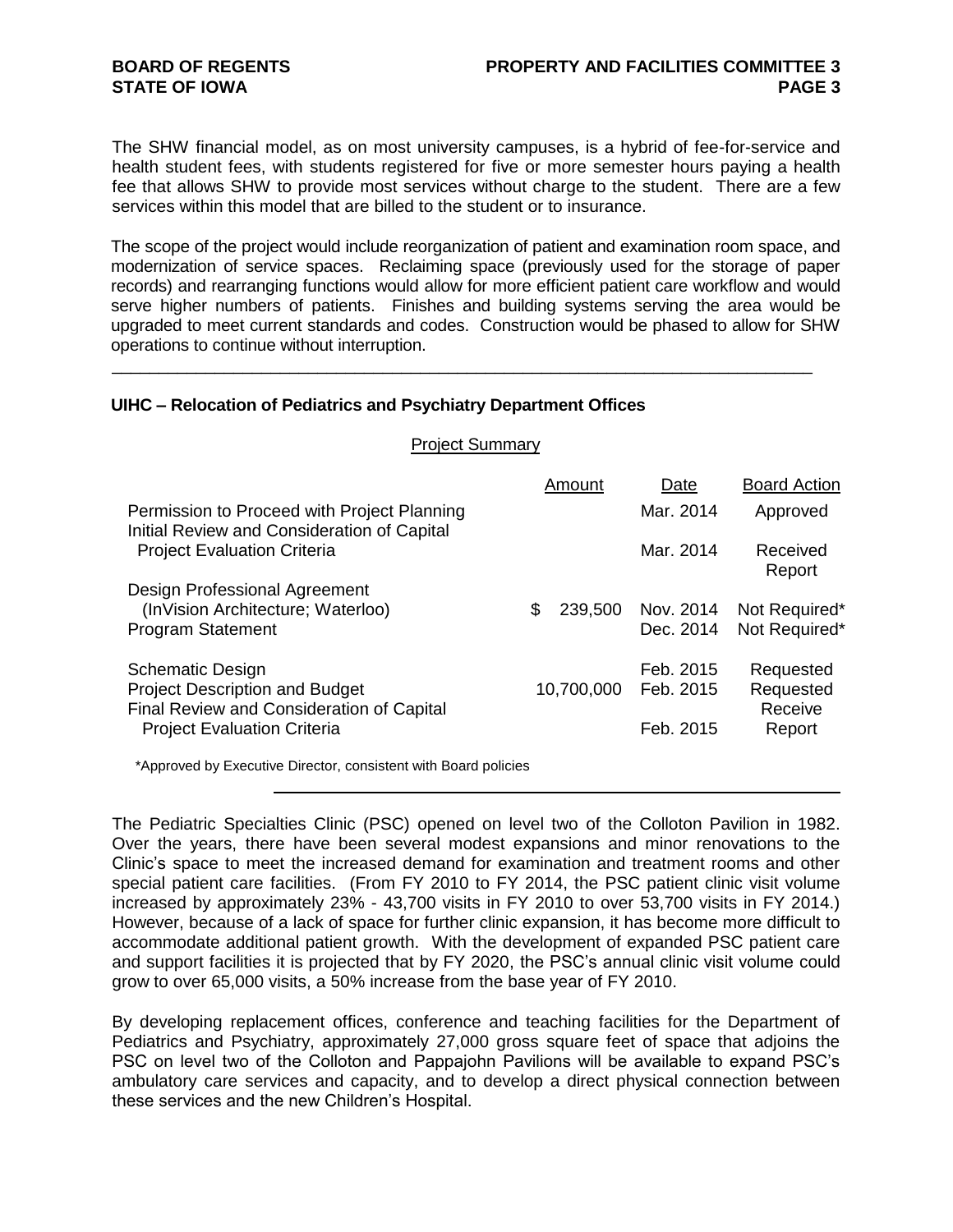The SHW financial model, as on most university campuses, is a hybrid of fee-for-service and health student fees, with students registered for five or more semester hours paying a health fee that allows SHW to provide most services without charge to the student. There are a few services within this model that are billed to the student or to insurance.

The scope of the project would include reorganization of patient and examination room space, and modernization of service spaces. Reclaiming space (previously used for the storage of paper records) and rearranging functions would allow for more efficient patient care workflow and would serve higher numbers of patients. Finishes and building systems serving the area would be upgraded to meet current standards and codes. Construction would be phased to allow for SHW operations to continue without interruption.

---

### UIHC – Relocation of Pediatrics and Psychiatry Department Offices

Project Summary

| | Amount | Date | Board Action |
|---|---|---|---|
| Permission to Proceed with Project Planning | | Mar. 2014 | Approved |
| Initial Review and Consideration of Capital Project Evaluation Criteria | | Mar. 2014 | Received Report |
| Design Professional Agreement (InVision Architecture; Waterloo) | $ 239,500 | Nov. 2014 | Not Required* |
| Program Statement | | Dec. 2014 | Not Required* |
| Schematic Design | | Feb. 2015 | Requested |
| Project Description and Budget | 10,700,000 | Feb. 2015 | Requested |
| Final Review and Consideration of Capital Project Evaluation Criteria | | Feb. 2015 | Receive Report |

*Approved by Executive Director, consistent with Board policies

---

The Pediatric Specialties Clinic (PSC) opened on level two of the Colloton Pavilion in 1982. Over the years, there have been several modest expansions and minor renovations to the Clinic's space to meet the increased demand for examination and treatment rooms and other special patient care facilities. (From FY 2010 to FY 2014, the PSC patient clinic visit volume increased by approximately 23% - 43,700 visits in FY 2010 to over 53,700 visits in FY 2014.) However, because of a lack of space for further clinic expansion, it has become more difficult to accommodate additional patient growth. With the development of expanded PSC patient care and support facilities it is projected that by FY 2020, the PSC's annual clinic visit volume could grow to over 65,000 visits, a 50% increase from the base year of FY 2010.

By developing replacement offices, conference and teaching facilities for the Department of Pediatrics and Psychiatry, approximately 27,000 gross square feet of space that adjoins the PSC on level two of the Colloton and Pappajohn Pavilions will be available to expand PSC's ambulatory care services and capacity, and to develop a direct physical connection between these services and the new Children's Hospital.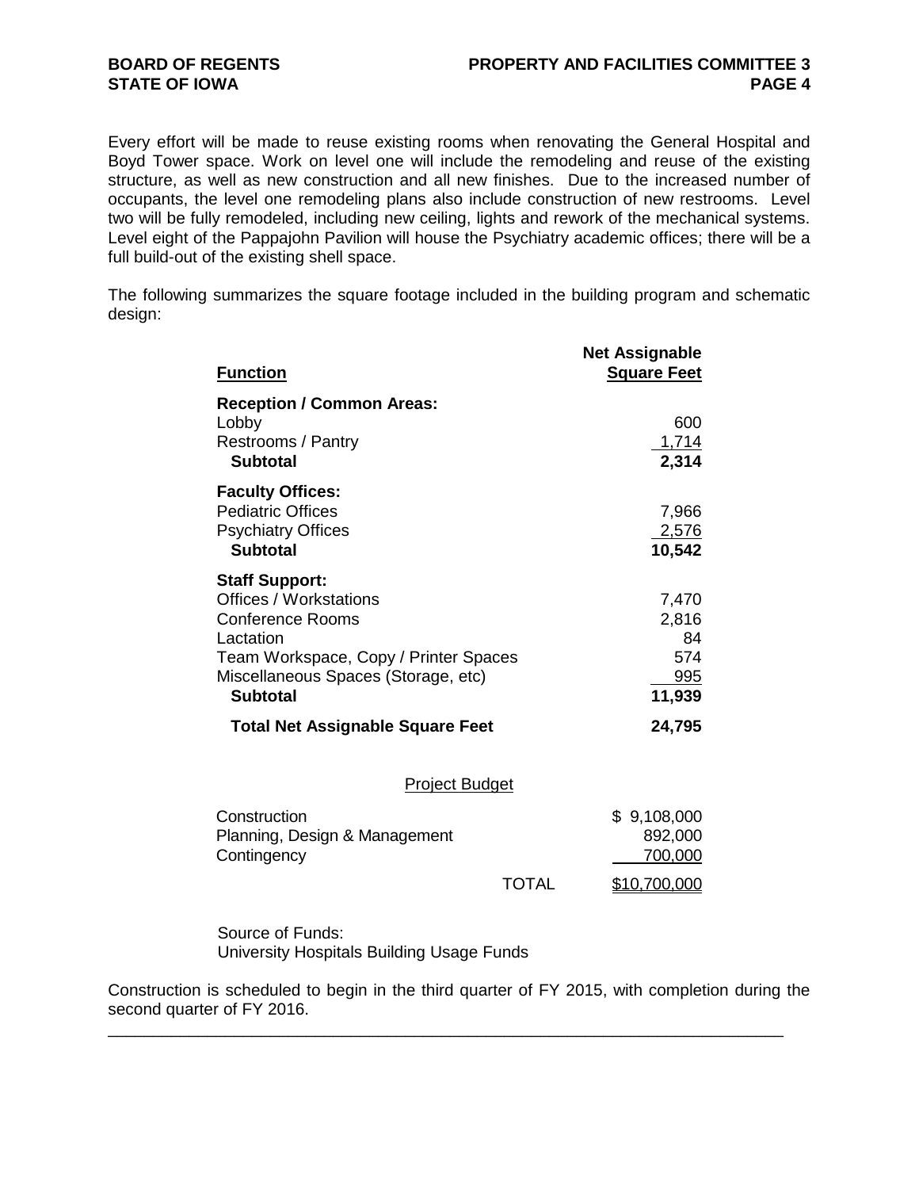Every effort will be made to reuse existing rooms when renovating the General Hospital and Boyd Tower space. Work on level one will include the remodeling and reuse of the existing structure, as well as new construction and all new finishes. Due to the increased number of occupants, the level one remodeling plans also include construction of new restrooms. Level two will be fully remodeled, including new ceiling, lights and rework of the mechanical systems. Level eight of the Pappajohn Pavilion will house the Psychiatry academic offices; there will be a full build-out of the existing shell space.

The following summarizes the square footage included in the building program and schematic design:

| Function | Net Assignable Square Feet |
|---|---|
| **Reception / Common Areas:** | |
| Lobby | 600 |
| Restrooms / Pantry | 1,714 |
| **Subtotal** | **2,314** |
| **Faculty Offices:** | |
| Pediatric Offices | 7,966 |
| Psychiatry Offices | 2,576 |
| **Subtotal** | **10,542** |
| **Staff Support:** | |
| Offices / Workstations | 7,470 |
| Conference Rooms | 2,816 |
| Lactation | 84 |
| Team Workspace, Copy / Printer Spaces | 574 |
| Miscellaneous Spaces (Storage, etc) | 995 |
| **Subtotal** | **11,939** |
| **Total Net Assignable Square Feet** | **24,795** |

Project Budget

| | |
|---|---|
| Construction | $ 9,108,000 |
| Planning, Design & Management | 892,000 |
| Contingency | 700,000 |
| TOTAL | $10,700,000 |

Source of Funds:
University Hospitals Building Usage Funds

Construction is scheduled to begin in the third quarter of FY 2015, with completion during the second quarter of FY 2016.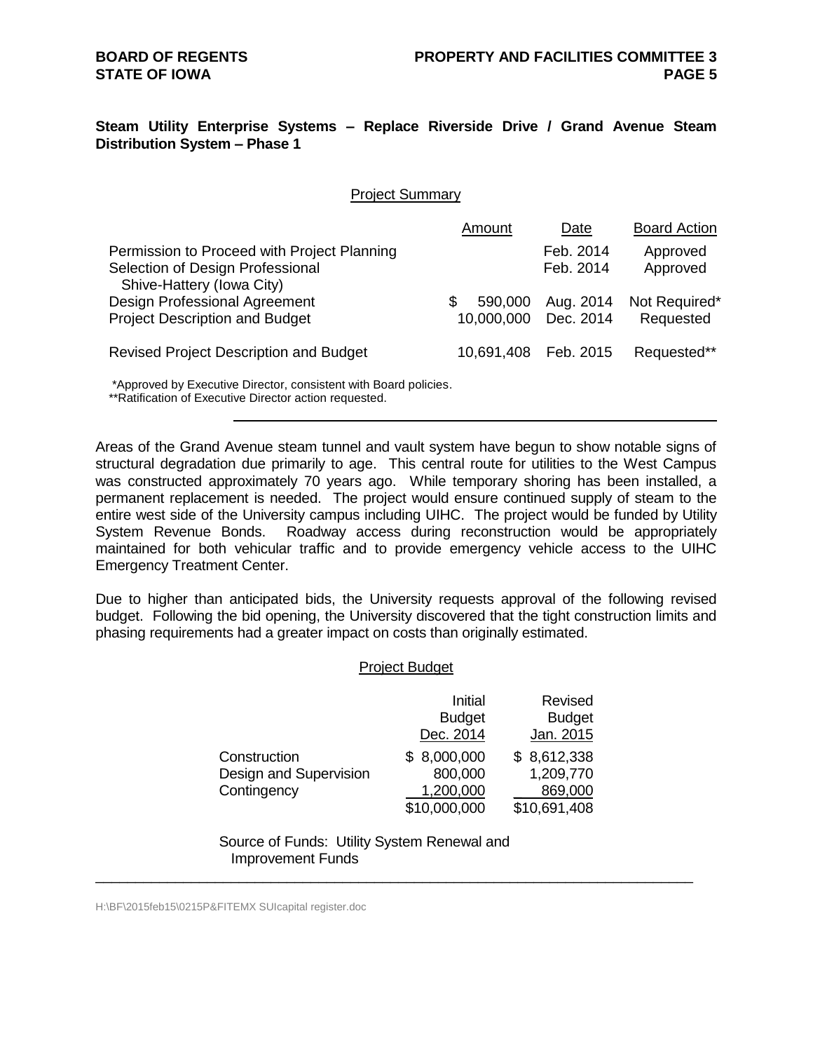**Steam Utility Enterprise Systems – Replace Riverside Drive / Grand Avenue Steam Distribution System – Phase 1**

<u>Project Summary</u>

| | Amount | Date | Board Action |
|---|---|---|---|
| Permission to Proceed with Project Planning | | Feb. 2014 | Approved |
| Selection of Design Professional<br>Shive-Hattery (Iowa City) | | Feb. 2014 | Approved |
| Design Professional Agreement | $ 590,000 | Aug. 2014 | Not Required* |
| Project Description and Budget | 10,000,000 | Dec. 2014 | Requested |
| Revised Project Description and Budget | 10,691,408 | Feb. 2015 | Requested** |

*Approved by Executive Director, consistent with Board policies.
**Ratification of Executive Director action requested.

---

Areas of the Grand Avenue steam tunnel and vault system have begun to show notable signs of structural degradation due primarily to age. This central route for utilities to the West Campus was constructed approximately 70 years ago. While temporary shoring has been installed, a permanent replacement is needed. The project would ensure continued supply of steam to the entire west side of the University campus including UIHC. The project would be funded by Utility System Revenue Bonds. Roadway access during reconstruction would be appropriately maintained for both vehicular traffic and to provide emergency vehicle access to the UIHC Emergency Treatment Center.

Due to higher than anticipated bids, the University requests approval of the following revised budget. Following the bid opening, the University discovered that the tight construction limits and phasing requirements had a greater impact on costs than originally estimated.

<u>Project Budget</u>

| | Initial Budget Dec. 2014 | Revised Budget Jan. 2015 |
|---|---|---|
| Construction | $ 8,000,000 | $ 8,612,338 |
| Design and Supervision | 800,000 | 1,209,770 |
| Contingency | 1,200,000 | 869,000 |
| | $10,000,000 | $10,691,408 |

Source of Funds: Utility System Renewal and Improvement Funds

---

H:\BF\2015feb15\0215P&FITEMX SUIcapital register.doc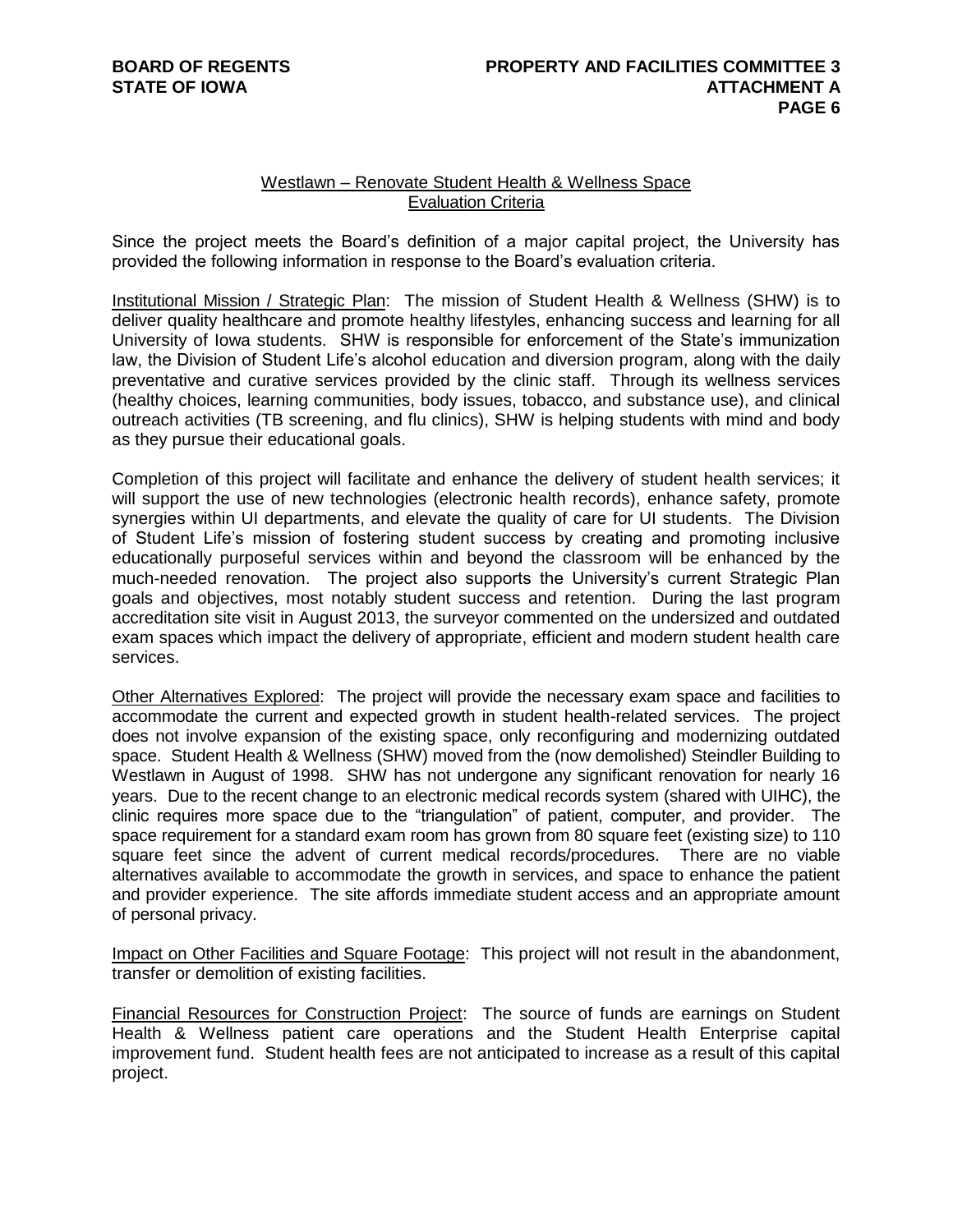## Westlawn – Renovate Student Health & Wellness Space
## Evaluation Criteria

Since the project meets the Board's definition of a major capital project, the University has provided the following information in response to the Board's evaluation criteria.

Institutional Mission / Strategic Plan: The mission of Student Health & Wellness (SHW) is to deliver quality healthcare and promote healthy lifestyles, enhancing success and learning for all University of Iowa students. SHW is responsible for enforcement of the State's immunization law, the Division of Student Life's alcohol education and diversion program, along with the daily preventative and curative services provided by the clinic staff. Through its wellness services (healthy choices, learning communities, body issues, tobacco, and substance use), and clinical outreach activities (TB screening, and flu clinics), SHW is helping students with mind and body as they pursue their educational goals.

Completion of this project will facilitate and enhance the delivery of student health services; it will support the use of new technologies (electronic health records), enhance safety, promote synergies within UI departments, and elevate the quality of care for UI students. The Division of Student Life's mission of fostering student success by creating and promoting inclusive educationally purposeful services within and beyond the classroom will be enhanced by the much-needed renovation. The project also supports the University's current Strategic Plan goals and objectives, most notably student success and retention. During the last program accreditation site visit in August 2013, the surveyor commented on the undersized and outdated exam spaces which impact the delivery of appropriate, efficient and modern student health care services.

Other Alternatives Explored: The project will provide the necessary exam space and facilities to accommodate the current and expected growth in student health-related services. The project does not involve expansion of the existing space, only reconfiguring and modernizing outdated space. Student Health & Wellness (SHW) moved from the (now demolished) Steindler Building to Westlawn in August of 1998. SHW has not undergone any significant renovation for nearly 16 years. Due to the recent change to an electronic medical records system (shared with UIHC), the clinic requires more space due to the "triangulation" of patient, computer, and provider. The space requirement for a standard exam room has grown from 80 square feet (existing size) to 110 square feet since the advent of current medical records/procedures. There are no viable alternatives available to accommodate the growth in services, and space to enhance the patient and provider experience. The site affords immediate student access and an appropriate amount of personal privacy.

Impact on Other Facilities and Square Footage: This project will not result in the abandonment, transfer or demolition of existing facilities.

Financial Resources for Construction Project: The source of funds are earnings on Student Health & Wellness patient care operations and the Student Health Enterprise capital improvement fund. Student health fees are not anticipated to increase as a result of this capital project.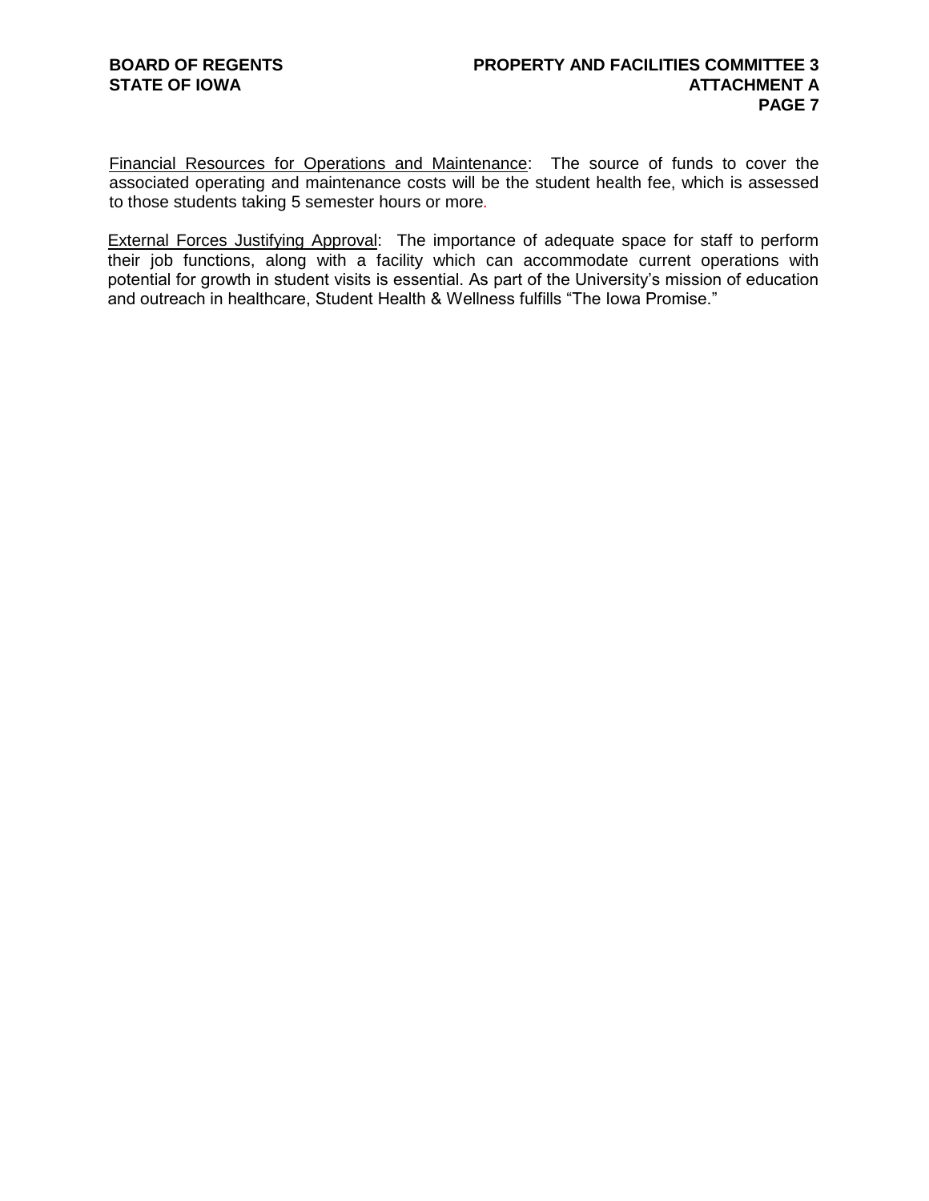Financial Resources for Operations and Maintenance: The source of funds to cover the associated operating and maintenance costs will be the student health fee, which is assessed to those students taking 5 semester hours or more.

External Forces Justifying Approval: The importance of adequate space for staff to perform their job functions, along with a facility which can accommodate current operations with potential for growth in student visits is essential. As part of the University's mission of education and outreach in healthcare, Student Health & Wellness fulfills "The Iowa Promise."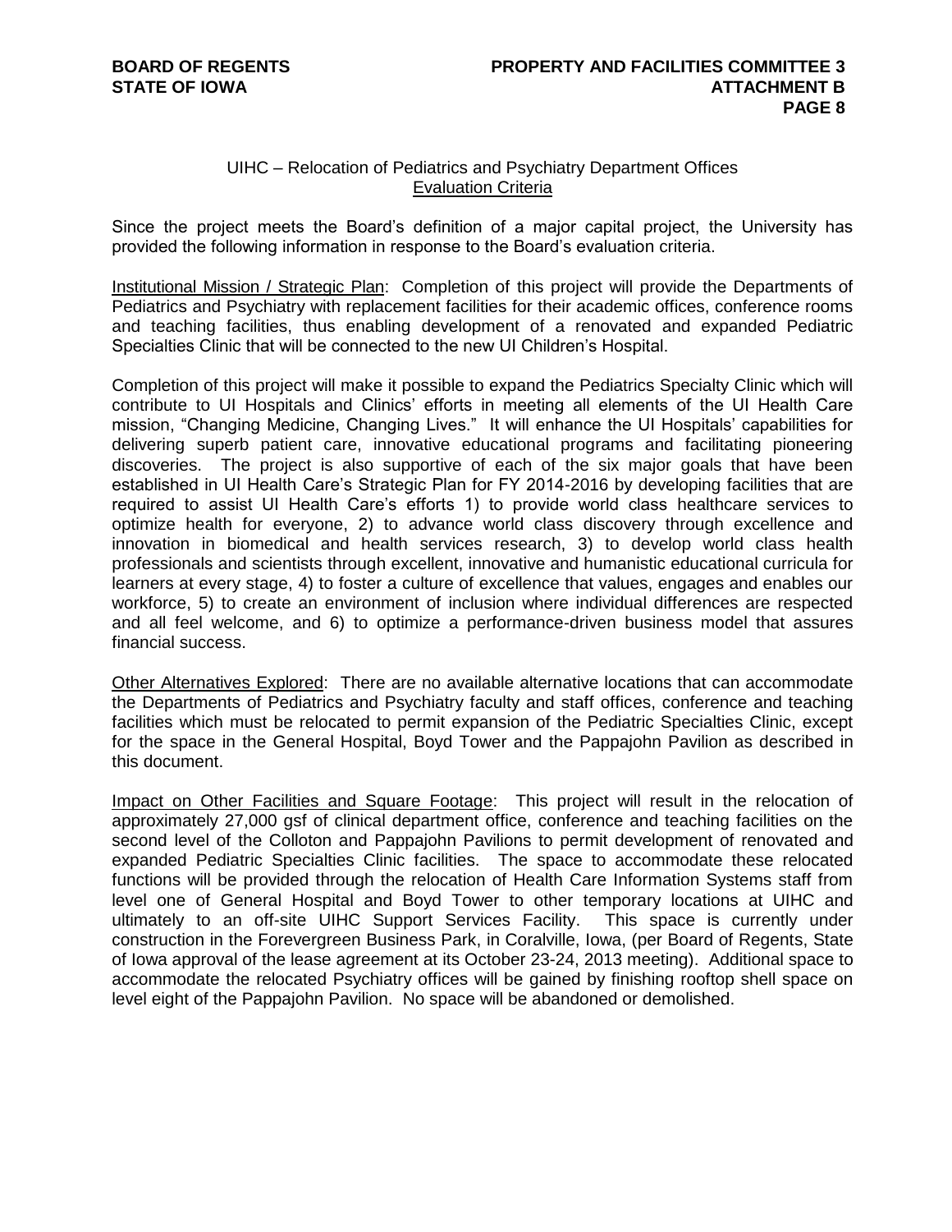UIHC – Relocation of Pediatrics and Psychiatry Department Offices
Evaluation Criteria

Since the project meets the Board's definition of a major capital project, the University has provided the following information in response to the Board's evaluation criteria.

Institutional Mission / Strategic Plan: Completion of this project will provide the Departments of Pediatrics and Psychiatry with replacement facilities for their academic offices, conference rooms and teaching facilities, thus enabling development of a renovated and expanded Pediatric Specialties Clinic that will be connected to the new UI Children's Hospital.

Completion of this project will make it possible to expand the Pediatrics Specialty Clinic which will contribute to UI Hospitals and Clinics' efforts in meeting all elements of the UI Health Care mission, "Changing Medicine, Changing Lives." It will enhance the UI Hospitals' capabilities for delivering superb patient care, innovative educational programs and facilitating pioneering discoveries. The project is also supportive of each of the six major goals that have been established in UI Health Care's Strategic Plan for FY 2014-2016 by developing facilities that are required to assist UI Health Care's efforts 1) to provide world class healthcare services to optimize health for everyone, 2) to advance world class discovery through excellence and innovation in biomedical and health services research, 3) to develop world class health professionals and scientists through excellent, innovative and humanistic educational curricula for learners at every stage, 4) to foster a culture of excellence that values, engages and enables our workforce, 5) to create an environment of inclusion where individual differences are respected and all feel welcome, and 6) to optimize a performance-driven business model that assures financial success.

Other Alternatives Explored: There are no available alternative locations that can accommodate the Departments of Pediatrics and Psychiatry faculty and staff offices, conference and teaching facilities which must be relocated to permit expansion of the Pediatric Specialties Clinic, except for the space in the General Hospital, Boyd Tower and the Pappajohn Pavilion as described in this document.

Impact on Other Facilities and Square Footage: This project will result in the relocation of approximately 27,000 gsf of clinical department office, conference and teaching facilities on the second level of the Colloton and Pappajohn Pavilions to permit development of renovated and expanded Pediatric Specialties Clinic facilities. The space to accommodate these relocated functions will be provided through the relocation of Health Care Information Systems staff from level one of General Hospital and Boyd Tower to other temporary locations at UIHC and ultimately to an off-site UIHC Support Services Facility. This space is currently under construction in the Forevergreen Business Park, in Coralville, Iowa, (per Board of Regents, State of Iowa approval of the lease agreement at its October 23-24, 2013 meeting). Additional space to accommodate the relocated Psychiatry offices will be gained by finishing rooftop shell space on level eight of the Pappajohn Pavilion. No space will be abandoned or demolished.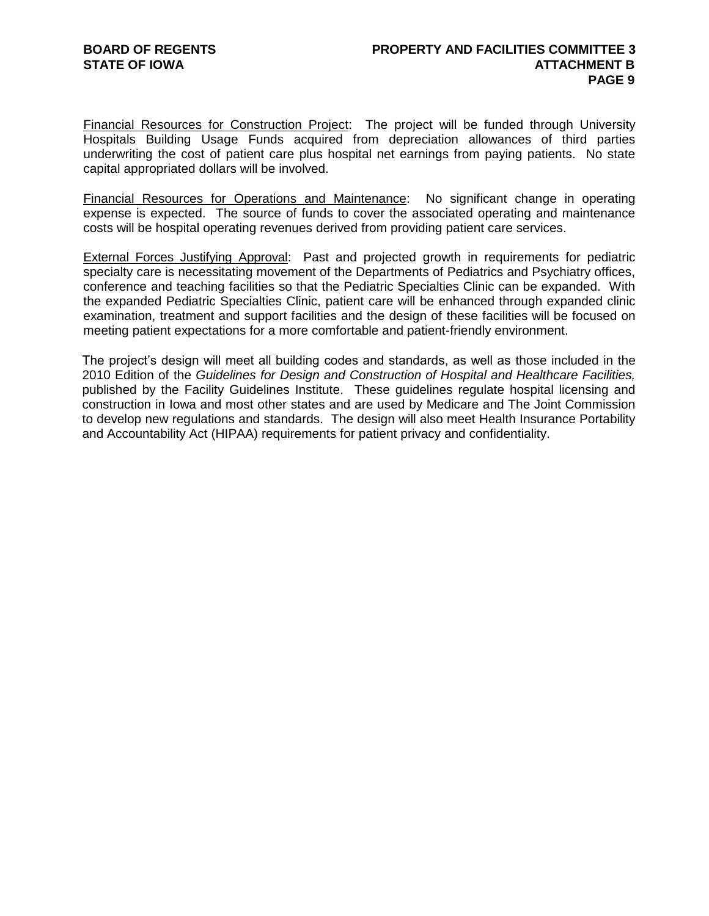Financial Resources for Construction Project: The project will be funded through University Hospitals Building Usage Funds acquired from depreciation allowances of third parties underwriting the cost of patient care plus hospital net earnings from paying patients. No state capital appropriated dollars will be involved.

Financial Resources for Operations and Maintenance: No significant change in operating expense is expected. The source of funds to cover the associated operating and maintenance costs will be hospital operating revenues derived from providing patient care services.

External Forces Justifying Approval: Past and projected growth in requirements for pediatric specialty care is necessitating movement of the Departments of Pediatrics and Psychiatry offices, conference and teaching facilities so that the Pediatric Specialties Clinic can be expanded. With the expanded Pediatric Specialties Clinic, patient care will be enhanced through expanded clinic examination, treatment and support facilities and the design of these facilities will be focused on meeting patient expectations for a more comfortable and patient-friendly environment.

The project's design will meet all building codes and standards, as well as those included in the 2010 Edition of the *Guidelines for Design and Construction of Hospital and Healthcare Facilities,* published by the Facility Guidelines Institute. These guidelines regulate hospital licensing and construction in Iowa and most other states and are used by Medicare and The Joint Commission to develop new regulations and standards. The design will also meet Health Insurance Portability and Accountability Act (HIPAA) requirements for patient privacy and confidentiality.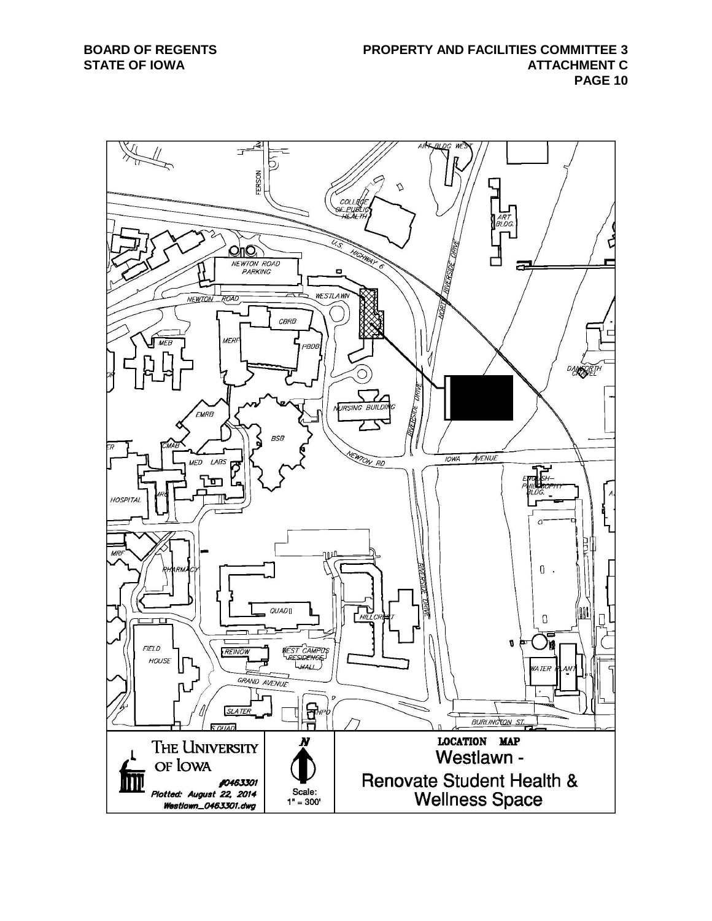THE UNIVERSITY OF IOWA

#0463301

Plotted: August 22, 2014

Westlawn_0463301.dwg

N

Scale: 1" = 300'

LOCATION MAP

Westlawn -

Renovate Student Health & Wellness Space